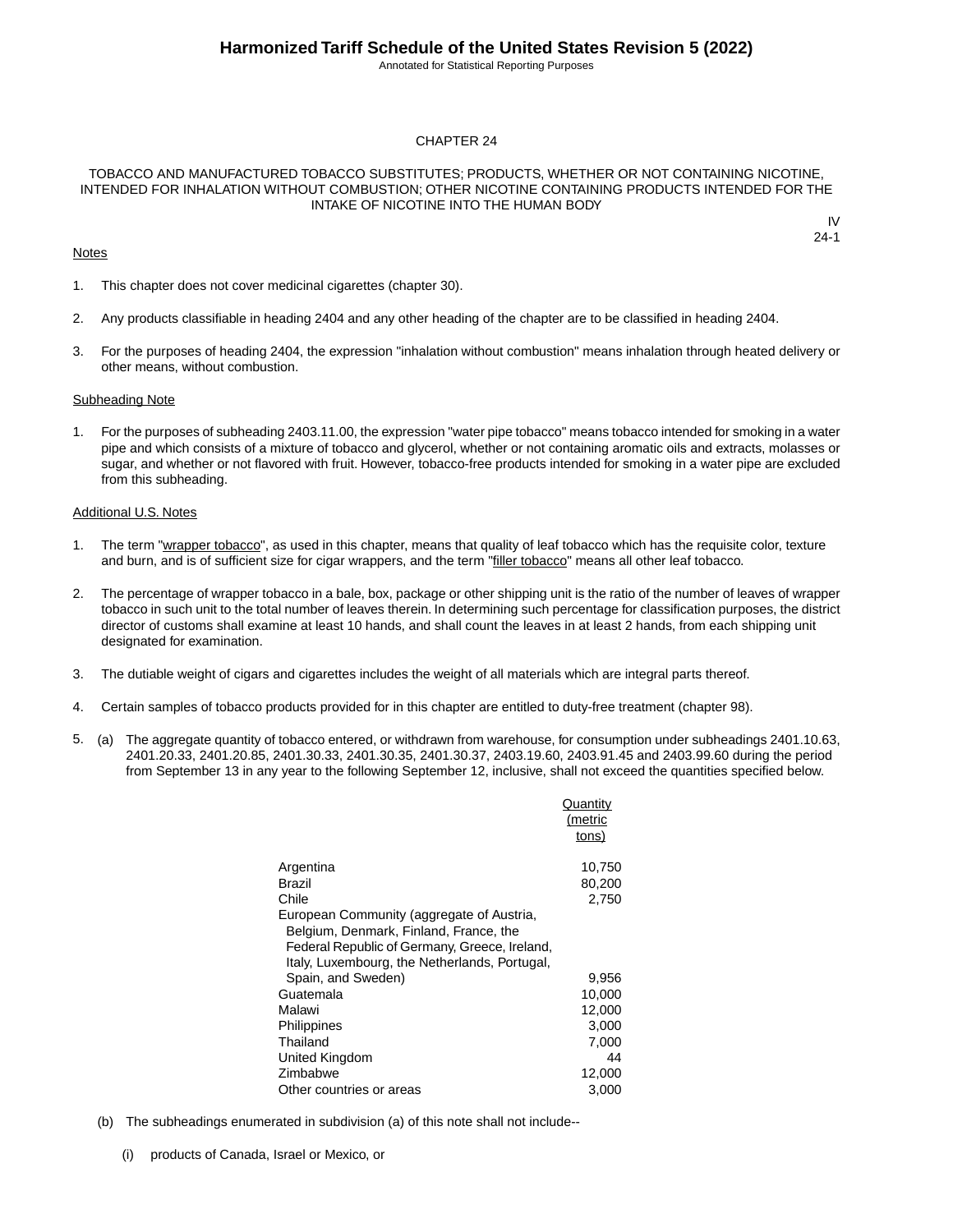# Harmonized Tariff Schedule of the United States Revision 5 (2022)

Annotated for Statistical Reporting Purposes

## CHAPTER 24

## TOBACCO AND MANUFACTURED TOBACCO SUBSTITUTES; PRODUCTS, WHETHER OR NOT CONTAINING NICOTINE, INTENDED FOR INHALATION WITHOUT COMBUSTION; OTHER NICOTINE CONTAINING PRODUCTS INTENDED FOR THE INTAKE OF NICOTINE INTO THE HUMAN BODY

IV
24-1

### Notes

1. This chapter does not cover medicinal cigarettes (chapter 30).

2. Any products classifiable in heading 2404 and any other heading of the chapter are to be classified in heading 2404.

3. For the purposes of heading 2404, the expression "inhalation without combustion" means inhalation through heated delivery or other means, without combustion.

### Subheading Note

1. For the purposes of subheading 2403.11.00, the expression "water pipe tobacco" means tobacco intended for smoking in a water pipe and which consists of a mixture of tobacco and glycerol, whether or not containing aromatic oils and extracts, molasses or sugar, and whether or not flavored with fruit. However, tobacco-free products intended for smoking in a water pipe are excluded from this subheading.

### Additional U.S. Notes

1. The term "wrapper tobacco", as used in this chapter, means that quality of leaf tobacco which has the requisite color, texture and burn, and is of sufficient size for cigar wrappers, and the term "filler tobacco" means all other leaf tobacco.

2. The percentage of wrapper tobacco in a bale, box, package or other shipping unit is the ratio of the number of leaves of wrapper tobacco in such unit to the total number of leaves therein. In determining such percentage for classification purposes, the district director of customs shall examine at least 10 hands, and shall count the leaves in at least 2 hands, from each shipping unit designated for examination.

3. The dutiable weight of cigars and cigarettes includes the weight of all materials which are integral parts thereof.

4. Certain samples of tobacco products provided for in this chapter are entitled to duty-free treatment (chapter 98).

5. (a) The aggregate quantity of tobacco entered, or withdrawn from warehouse, for consumption under subheadings 2401.10.63, 2401.20.33, 2401.20.85, 2401.30.33, 2401.30.35, 2401.30.37, 2403.19.60, 2403.91.45 and 2403.99.60 during the period from September 13 in any year to the following September 12, inclusive, shall not exceed the quantities specified below.

| | Quantity (metric tons) |
|---|---:|
| Argentina | 10,750 |
| Brazil | 80,200 |
| Chile | 2,750 |
| European Community (aggregate of Austria, Belgium, Denmark, Finland, France, the Federal Republic of Germany, Greece, Ireland, Italy, Luxembourg, the Netherlands, Portugal, Spain, and Sweden) | 9,956 |
| Guatemala | 10,000 |
| Malawi | 12,000 |
| Philippines | 3,000 |
| Thailand | 7,000 |
| United Kingdom | 44 |
| Zimbabwe | 12,000 |
| Other countries or areas | 3,000 |

   (b) The subheadings enumerated in subdivision (a) of this note shall not include--

      (i) products of Canada, Israel or Mexico, or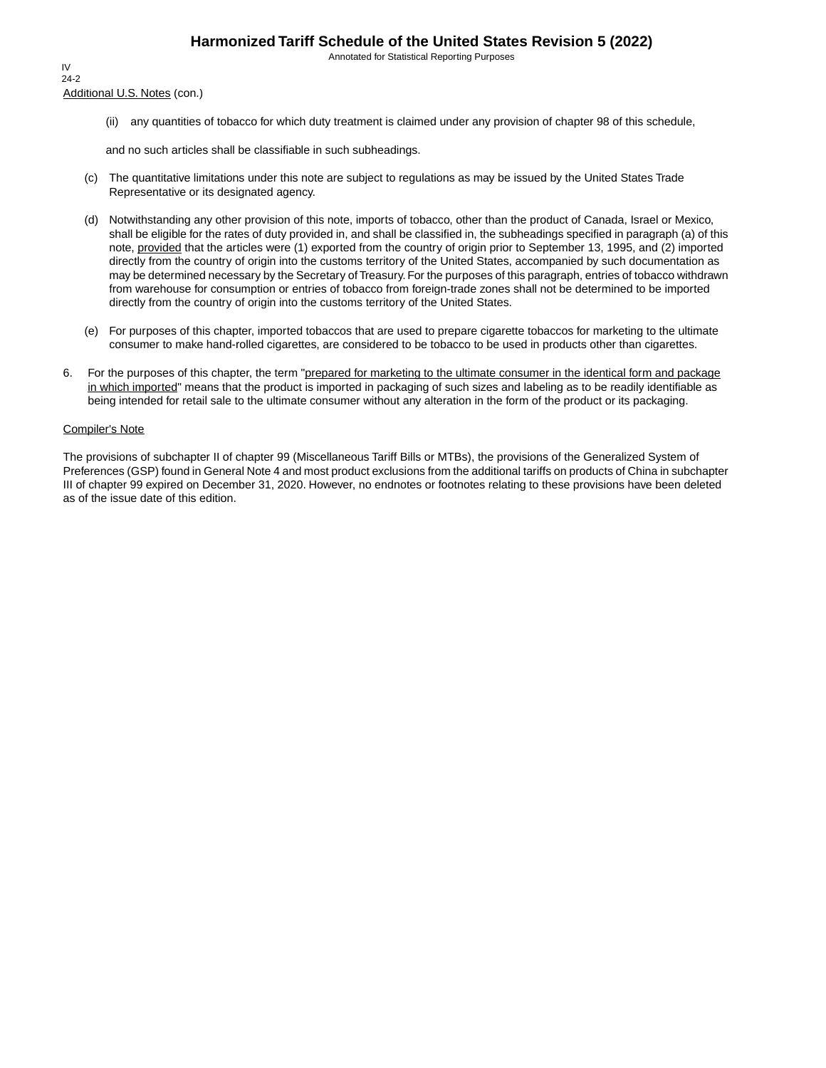Additional U.S. Notes (con.)

(ii) any quantities of tobacco for which duty treatment is claimed under any provision of chapter 98 of this schedule,

and no such articles shall be classifiable in such subheadings.

(c) The quantitative limitations under this note are subject to regulations as may be issued by the United States Trade Representative or its designated agency.

(d) Notwithstanding any other provision of this note, imports of tobacco, other than the product of Canada, Israel or Mexico, shall be eligible for the rates of duty provided in, and shall be classified in, the subheadings specified in paragraph (a) of this note, provided that the articles were (1) exported from the country of origin prior to September 13, 1995, and (2) imported directly from the country of origin into the customs territory of the United States, accompanied by such documentation as may be determined necessary by the Secretary of Treasury. For the purposes of this paragraph, entries of tobacco withdrawn from warehouse for consumption or entries of tobacco from foreign-trade zones shall not be determined to be imported directly from the country of origin into the customs territory of the United States.

(e) For purposes of this chapter, imported tobaccos that are used to prepare cigarette tobaccos for marketing to the ultimate consumer to make hand-rolled cigarettes, are considered to be tobacco to be used in products other than cigarettes.

6. For the purposes of this chapter, the term "prepared for marketing to the ultimate consumer in the identical form and package in which imported" means that the product is imported in packaging of such sizes and labeling as to be readily identifiable as being intended for retail sale to the ultimate consumer without any alteration in the form of the product or its packaging.

Compiler's Note

The provisions of subchapter II of chapter 99 (Miscellaneous Tariff Bills or MTBs), the provisions of the Generalized System of Preferences (GSP) found in General Note 4 and most product exclusions from the additional tariffs on products of China in subchapter III of chapter 99 expired on December 31, 2020. However, no endnotes or footnotes relating to these provisions have been deleted as of the issue date of this edition.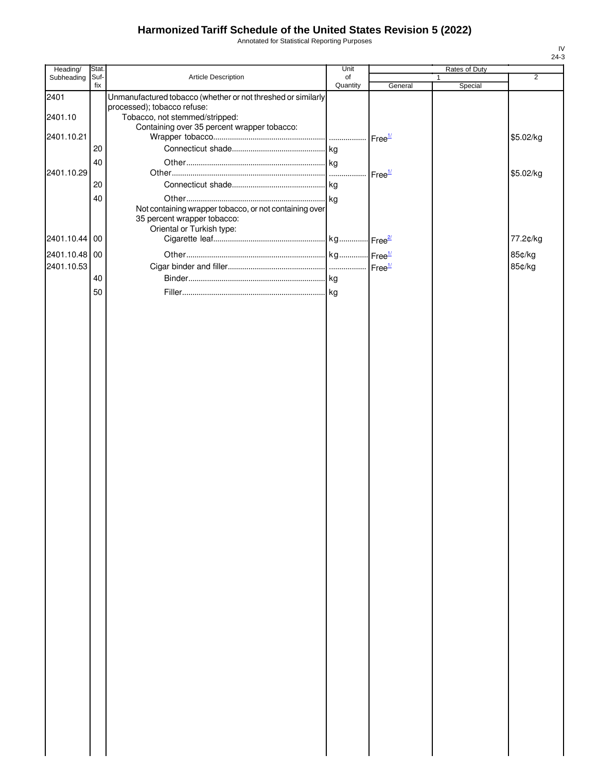# Harmonized Tariff Schedule of the United States Revision 5 (2022)

Annotated for Statistical Reporting Purposes

| Heading/ Subheading | Stat. Suf- fix | Article Description | Unit of Quantity | Rates of Duty 1 General | Special | 2 |
|---|---|---|---|---|---|---|
| 2401 | | Unmanufactured tobacco (whether or not threshed or similarly processed); tobacco refuse: | | | | |
| 2401.10 | | Tobacco, not stemmed/stripped: | | | | |
| | | Containing over 35 percent wrapper tobacco: | | | | |
| 2401.10.21 | | Wrapper tobacco | | Free[1/] | | $5.02/kg |
| | 20 | Connecticut shade | kg | | | |
| | 40 | Other | kg | | | |
| 2401.10.29 | | Other | | Free[1/] | | $5.02/kg |
| | 20 | Connecticut shade | kg | | | |
| | 40 | Other | kg | | | |
| | | Not containing wrapper tobacco, or not containing over 35 percent wrapper tobacco: | | | | |
| | | Oriental or Turkish type: | | | | |
| 2401.10.44 | 00 | Cigarette leaf | kg | Free[2/] | | 77.2¢/kg |
| 2401.10.48 | 00 | Other | kg | Free[1/] | | 85¢/kg |
| 2401.10.53 | | Cigar binder and filler | | Free[1/] | | 85¢/kg |
| | 40 | Binder | kg | | | |
| | 50 | Filler | kg | | | |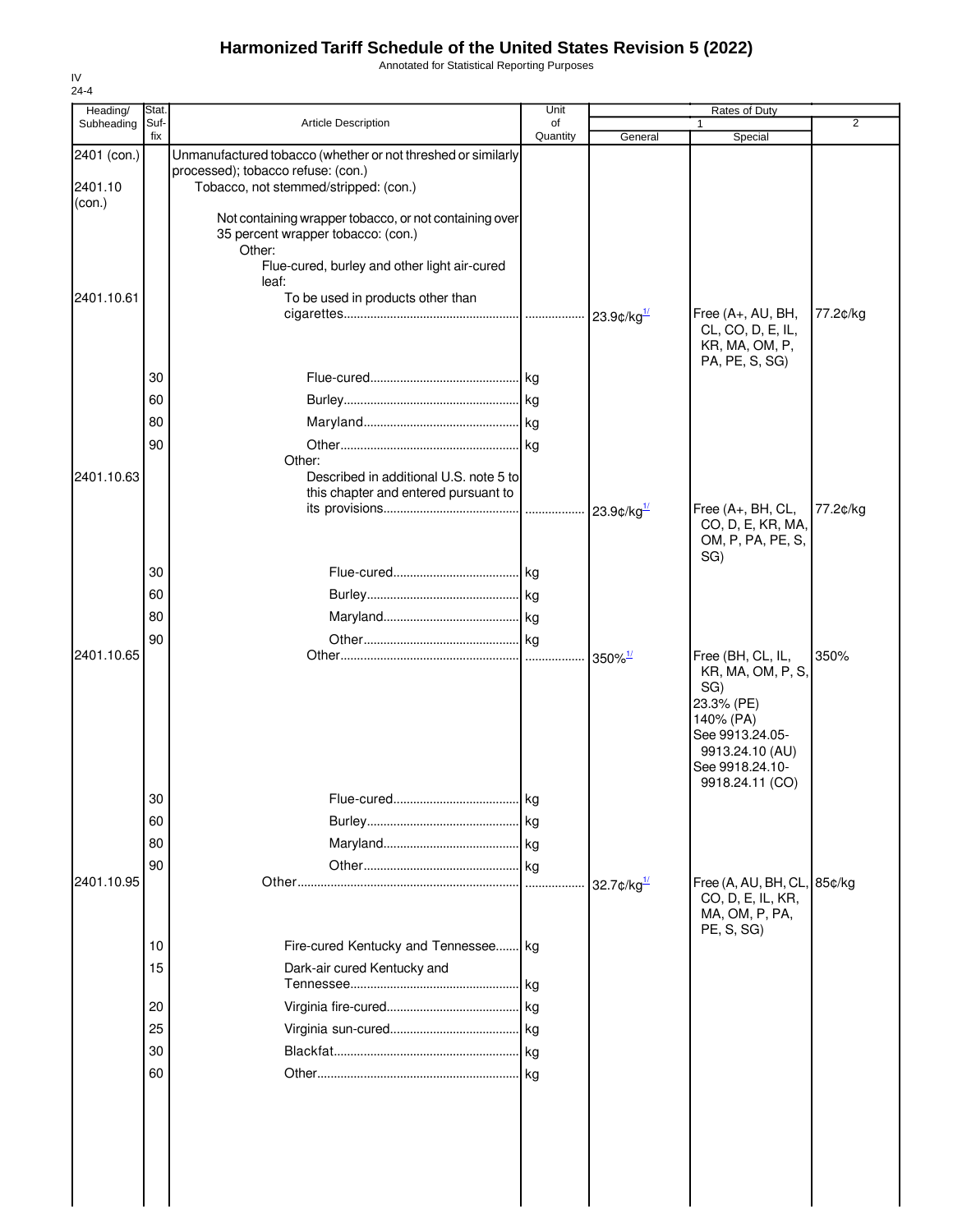# Harmonized Tariff Schedule of the United States Revision 5 (2022)

Annotated for Statistical Reporting Purposes

IV
24-4

| Heading/ Subheading | Stat. Suf- fix | Article Description | Unit of Quantity | Rates of Duty 1 General | Special | 2 |
|---|---|---|---|---|---|---|
| 2401 (con.) | | Unmanufactured tobacco (whether or not threshed or similarly processed); tobacco refuse: (con.) | | | | |
| 2401.10 (con.) | | Tobacco, not stemmed/stripped: (con.) | | | | |
| | | Not containing wrapper tobacco, or not containing over 35 percent wrapper tobacco: (con.) | | | | |
| | | Other: | | | | |
| | | Flue-cured, burley and other light air-cured leaf: | | | | |
| 2401.10.61 | | To be used in products other than cigarettes | | 23.9¢/kg[1/] | Free (A+, AU, BH, CL, CO, D, E, IL, KR, MA, OM, P, PA, PE, S, SG) | 77.2¢/kg |
| | 30 | Flue-cured | kg | | | |
| | 60 | Burley | kg | | | |
| | 80 | Maryland | kg | | | |
| | 90 | Other | kg | | | |
| | | Other: | | | | |
| 2401.10.63 | | Described in additional U.S. note 5 to this chapter and entered pursuant to its provisions | | 23.9¢/kg[1/] | Free (A+, BH, CL, CO, D, E, KR, MA, OM, P, PA, PE, S, SG) | 77.2¢/kg |
| | 30 | Flue-cured | kg | | | |
| | 60 | Burley | kg | | | |
| | 80 | Maryland | kg | | | |
| | 90 | Other | kg | | | |
| 2401.10.65 | | Other | | 350%[1/] | Free (BH, CL, IL, KR, MA, OM, P, S, SG)<br>23.3% (PE)<br>140% (PA)<br>See 9913.24.05-9913.24.10 (AU)<br>See 9918.24.10-9918.24.11 (CO) | 350% |
| | 30 | Flue-cured | kg | | | |
| | 60 | Burley | kg | | | |
| | 80 | Maryland | kg | | | |
| | 90 | Other | kg | | | |
| 2401.10.95 | | Other | | 32.7¢/kg[1/] | Free (A, AU, BH, CL, CO, D, E, IL, KR, MA, OM, P, PA, PE, S, SG) | 85¢/kg |
| | 10 | Fire-cured Kentucky and Tennessee | kg | | | |
| | 15 | Dark-air cured Kentucky and Tennessee | kg | | | |
| | 20 | Virginia fire-cured | kg | | | |
| | 25 | Virginia sun-cured | kg | | | |
| | 30 | Blackfat | kg | | | |
| | 60 | Other | kg | | | |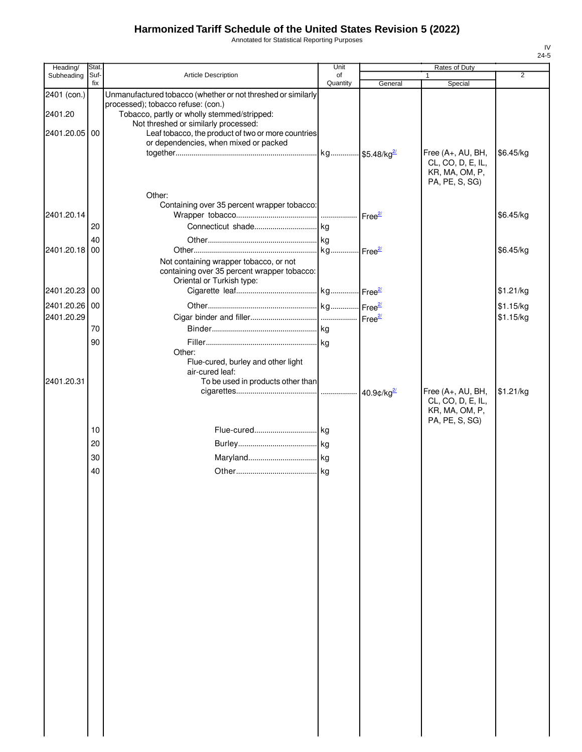# Harmonized Tariff Schedule of the United States Revision 5 (2022)

Annotated for Statistical Reporting Purposes

| Heading/ Subheading | Stat. Suf- fix | Article Description | Unit of Quantity | Rates of Duty 1 General | Special | 2 |
|---|---|---|---|---|---|---|
| 2401 (con.) | | Unmanufactured tobacco (whether or not threshed or similarly processed); tobacco refuse: (con.) | | | | |
| 2401.20 | | Tobacco, partly or wholly stemmed/stripped: | | | | |
| | | Not threshed or similarly processed: | | | | |
| 2401.20.05 | 00 | Leaf tobacco, the product of two or more countries or dependencies, when mixed or packed together | kg | $5.48/kg[2/] | Free (A+, AU, BH, CL, CO, D, E, IL, KR, MA, OM, P, PA, PE, S, SG) | $6.45/kg |
| | | Other: | | | | |
| | | Containing over 35 percent wrapper tobacco: | | | | |
| 2401.20.14 | | Wrapper tobacco | | Free[2/] | | $6.45/kg |
| | 20 | Connecticut shade | kg | | | |
| | 40 | Other | kg | | | |
| 2401.20.18 | 00 | Other | kg | Free[2/] | | $6.45/kg |
| | | Not containing wrapper tobacco, or not containing over 35 percent wrapper tobacco: | | | | |
| | | Oriental or Turkish type: | | | | |
| 2401.20.23 | 00 | Cigarette leaf | kg | Free[2/] | | $1.21/kg |
| 2401.20.26 | 00 | Other | kg | Free[2/] | | $1.15/kg |
| 2401.20.29 | | Cigar binder and filler | | Free[2/] | | $1.15/kg |
| | 70 | Binder | kg | | | |
| | 90 | Filler | kg | | | |
| | | Other: | | | | |
| | | Flue-cured, burley and other light air-cured leaf: | | | | |
| 2401.20.31 | | To be used in products other than cigarettes | | 40.9¢/kg[2/] | Free (A+, AU, BH, CL, CO, D, E, IL, KR, MA, OM, P, PA, PE, S, SG) | $1.21/kg |
| | 10 | Flue-cured | kg | | | |
| | 20 | Burley | kg | | | |
| | 30 | Maryland | kg | | | |
| | 40 | Other | kg | | | |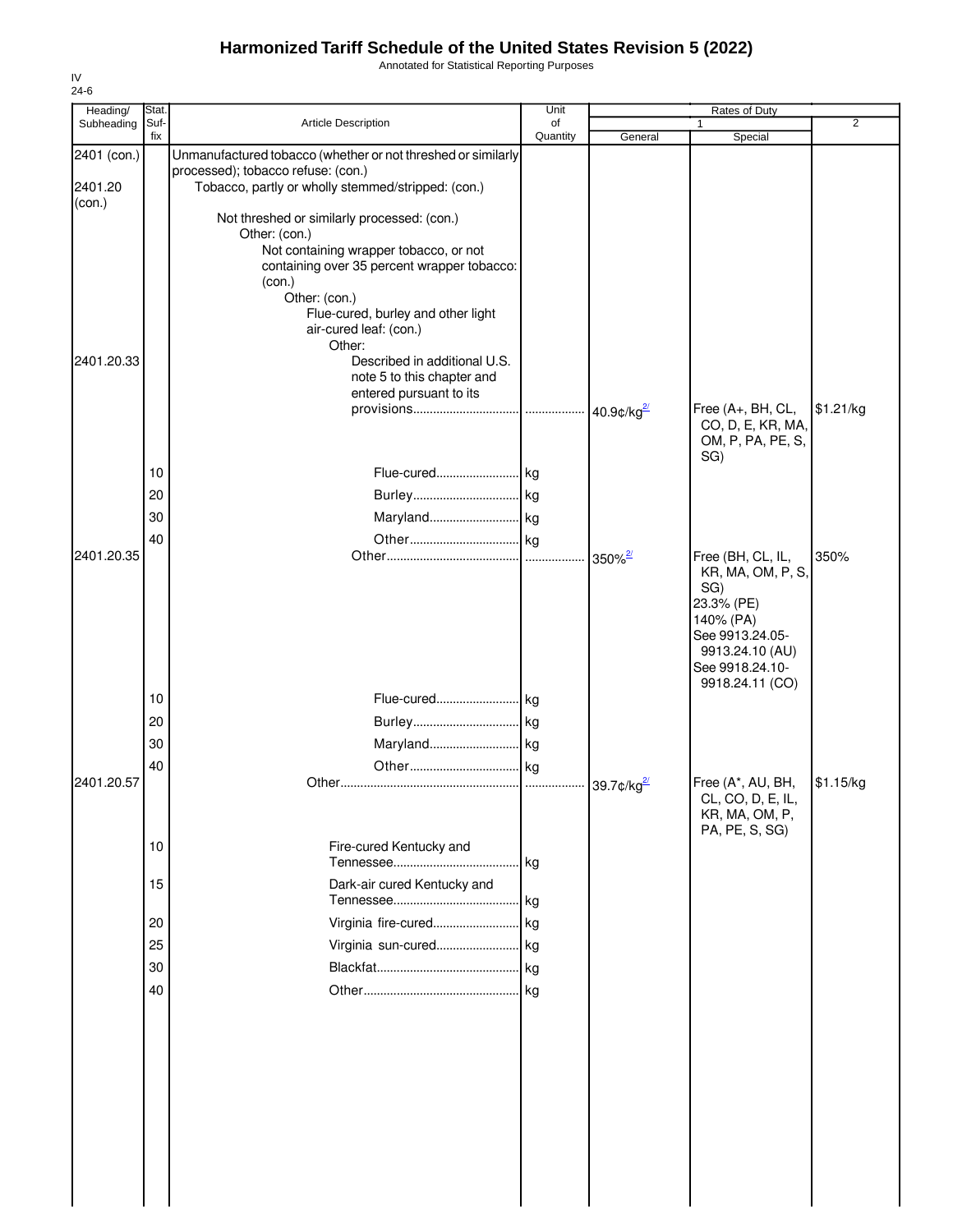# Harmonized Tariff Schedule of the United States Revision 5 (2022)

Annotated for Statistical Reporting Purposes

IV
24-6

| Heading/ Subheading | Stat. Suf- fix | Article Description | Unit of Quantity | Rates of Duty 1 General | Special | 2 |
|---|---|---|---|---|---|---|
| 2401 (con.) | | Unmanufactured tobacco (whether or not threshed or similarly processed); tobacco refuse: (con.) | | | | |
| 2401.20 (con.) | | Tobacco, partly or wholly stemmed/stripped: (con.) | | | | |
| | | Not threshed or similarly processed: (con.) | | | | |
| | | Other: (con.) | | | | |
| | | Not containing wrapper tobacco, or not containing over 35 percent wrapper tobacco: (con.) | | | | |
| | | Other: (con.) | | | | |
| | | Flue-cured, burley and other light air-cured leaf: (con.) | | | | |
| | | Other: | | | | |
| 2401.20.33 | | Described in additional U.S. note 5 to this chapter and entered pursuant to its provisions | | 40.9¢/kg[2/] | Free (A+, BH, CL, CO, D, E, KR, MA, OM, P, PA, PE, S, SG) | $1.21/kg |
| | 10 | Flue-cured | kg | | | |
| | 20 | Burley | kg | | | |
| | 30 | Maryland | kg | | | |
| | 40 | Other | kg | | | |
| 2401.20.35 | | Other | | 350%[2/] | Free (BH, CL, IL, KR, MA, OM, P, S, SG)<br>23.3% (PE)<br>140% (PA)<br>See 9913.24.05-9913.24.10 (AU)<br>See 9918.24.10-9918.24.11 (CO) | 350% |
| | 10 | Flue-cured | kg | | | |
| | 20 | Burley | kg | | | |
| | 30 | Maryland | kg | | | |
| | 40 | Other | kg | | | |
| 2401.20.57 | | Other | | 39.7¢/kg[2/] | Free (A*, AU, BH, CL, CO, D, E, IL, KR, MA, OM, P, PA, PE, S, SG) | $1.15/kg |
| | 10 | Fire-cured Kentucky and Tennessee | kg | | | |
| | 15 | Dark-air cured Kentucky and Tennessee | kg | | | |
| | 20 | Virginia fire-cured | kg | | | |
| | 25 | Virginia sun-cured | kg | | | |
| | 30 | Blackfat | kg | | | |
| | 40 | Other | kg | | | |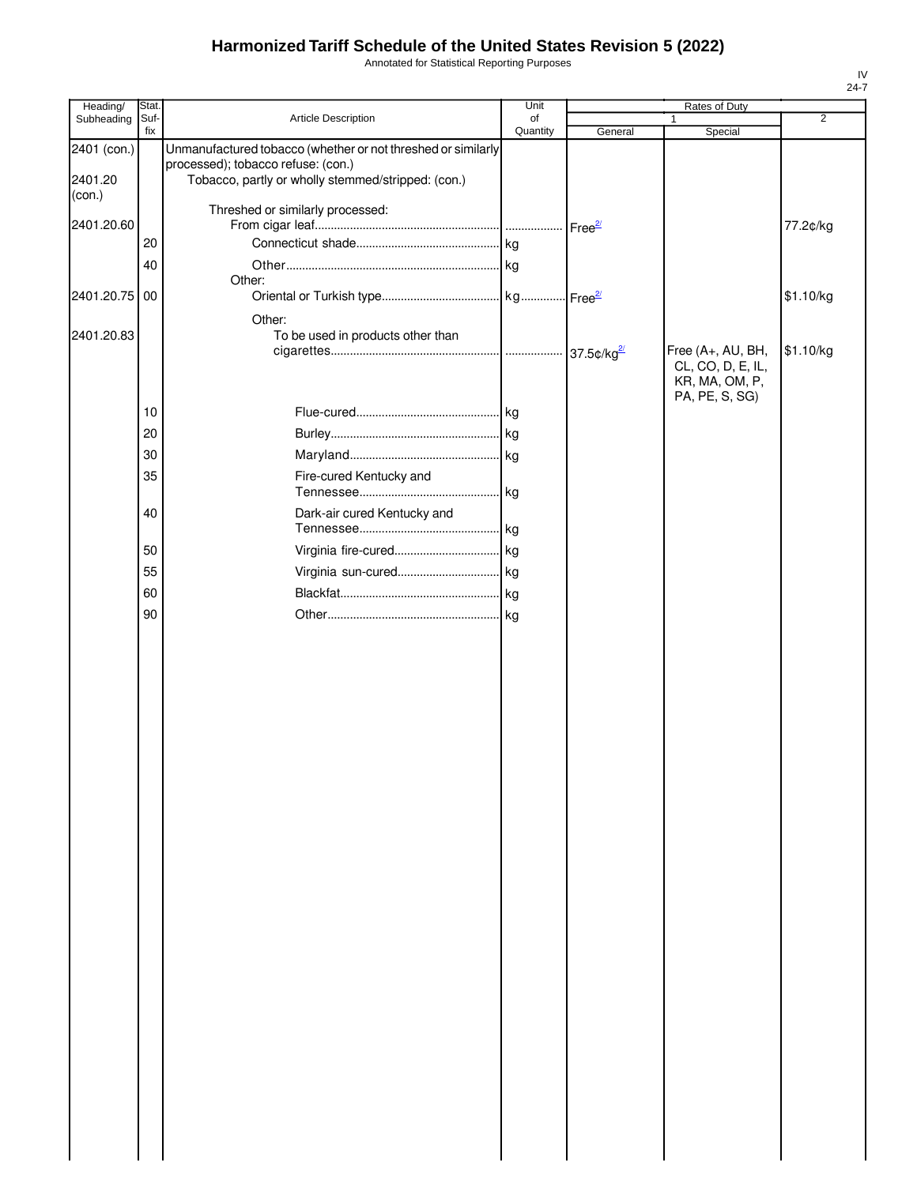# Harmonized Tariff Schedule of the United States Revision 5 (2022)

Annotated for Statistical Reporting Purposes

IV
24-7

| Heading/ Subheading | Stat. Suf- fix | Article Description | Unit of Quantity | Rates of Duty 1 General | Special | 2 |
|---|---|---|---|---|---|---|
| 2401 (con.) | | Unmanufactured tobacco (whether or not threshed or similarly processed); tobacco refuse: (con.) | | | | |
| 2401.20 (con.) | | Tobacco, partly or wholly stemmed/stripped: (con.) | | | | |
| | | Threshed or similarly processed: | | | | |
| 2401.20.60 | | From cigar leaf | | Free[2/] | | 77.2¢/kg |
| | 20 | Connecticut shade | kg | | | |
| | 40 | Other | kg | | | |
| | | Other: | | | | |
| 2401.20.75 | 00 | Oriental or Turkish type | kg | Free[2/] | | $1.10/kg |
| | | Other: | | | | |
| 2401.20.83 | | To be used in products other than cigarettes | | 37.5¢/kg[2/] | Free (A+, AU, BH, CL, CO, D, E, IL, KR, MA, OM, P, PA, PE, S, SG) | $1.10/kg |
| | 10 | Flue-cured | kg | | | |
| | 20 | Burley | kg | | | |
| | 30 | Maryland | kg | | | |
| | 35 | Fire-cured Kentucky and Tennessee | kg | | | |
| | 40 | Dark-air cured Kentucky and Tennessee | kg | | | |
| | 50 | Virginia fire-cured | kg | | | |
| | 55 | Virginia sun-cured | kg | | | |
| | 60 | Blackfat | kg | | | |
| | 90 | Other | kg | | | |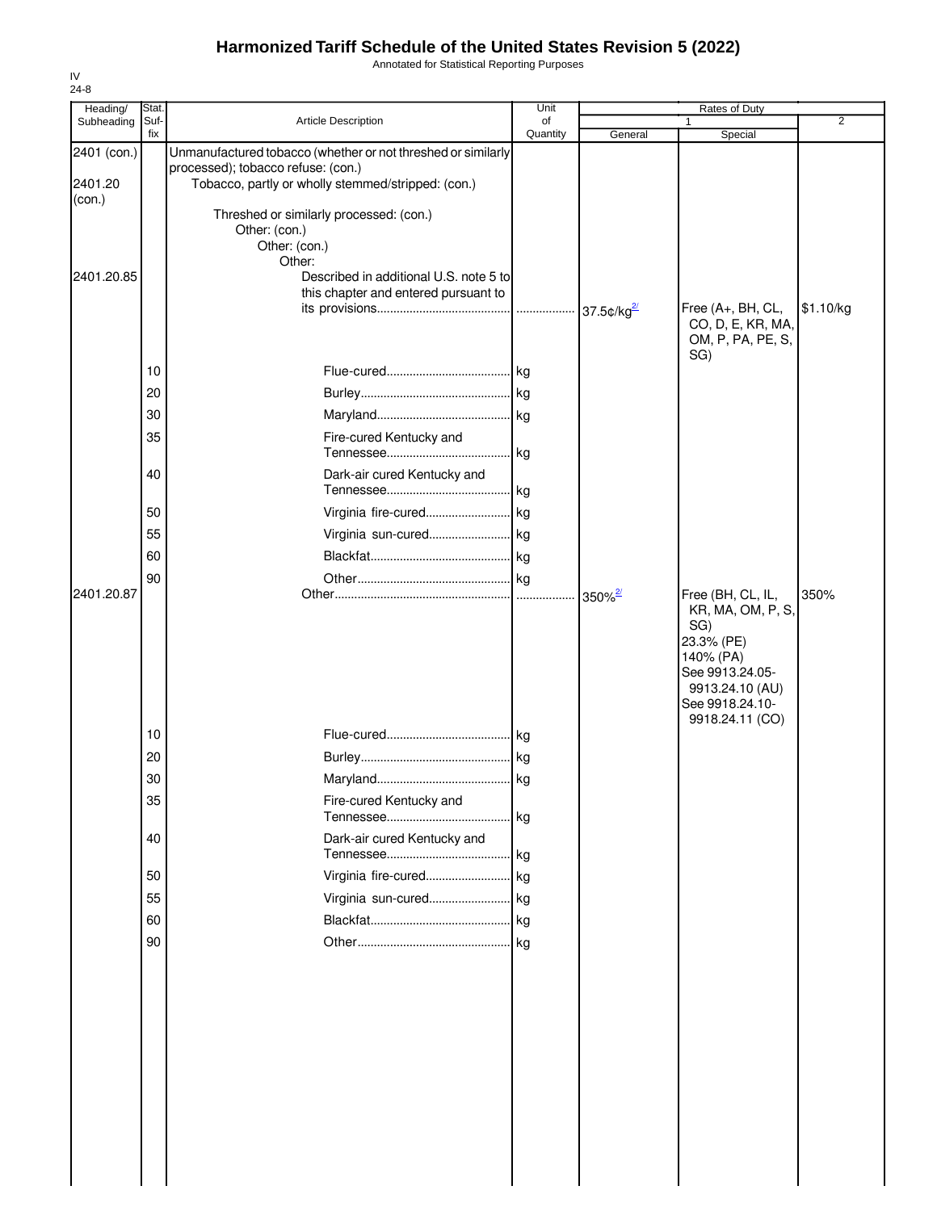# Harmonized Tariff Schedule of the United States Revision 5 (2022)

Annotated for Statistical Reporting Purposes

IV
24-8

| Heading/ Subheading | Stat. Suf- fix | Article Description | Unit of Quantity | Rates of Duty 1 General | Special | 2 |
|---|---|---|---|---|---|---|
| 2401 (con.) | | Unmanufactured tobacco (whether or not threshed or similarly processed); tobacco refuse: (con.) | | | | |
| 2401.20 (con.) | | Tobacco, partly or wholly stemmed/stripped: (con.) | | | | |
| | | Threshed or similarly processed: (con.) | | | | |
| | | Other: (con.) | | | | |
| | | Other: (con.) | | | | |
| | | Other: | | | | |
| 2401.20.85 | | Described in additional U.S. note 5 to this chapter and entered pursuant to its provisions | | 37.5¢/kg[2/] | Free (A+, BH, CL, CO, D, E, KR, MA, OM, P, PA, PE, S, SG) | $1.10/kg |
| | 10 | Flue-cured | kg | | | |
| | 20 | Burley | kg | | | |
| | 30 | Maryland | kg | | | |
| | 35 | Fire-cured Kentucky and Tennessee | kg | | | |
| | 40 | Dark-air cured Kentucky and Tennessee | kg | | | |
| | 50 | Virginia fire-cured | kg | | | |
| | 55 | Virginia sun-cured | kg | | | |
| | 60 | Blackfat | kg | | | |
| | 90 | Other | kg | | | |
| 2401.20.87 | | Other | | 350%[2/] | Free (BH, CL, IL, KR, MA, OM, P, S, SG)<br>23.3% (PE)<br>140% (PA)<br>See 9913.24.05-9913.24.10 (AU)<br>See 9918.24.10-9918.24.11 (CO) | 350% |
| | 10 | Flue-cured | kg | | | |
| | 20 | Burley | kg | | | |
| | 30 | Maryland | kg | | | |
| | 35 | Fire-cured Kentucky and Tennessee | kg | | | |
| | 40 | Dark-air cured Kentucky and Tennessee | kg | | | |
| | 50 | Virginia fire-cured | kg | | | |
| | 55 | Virginia sun-cured | kg | | | |
| | 60 | Blackfat | kg | | | |
| | 90 | Other | kg | | | |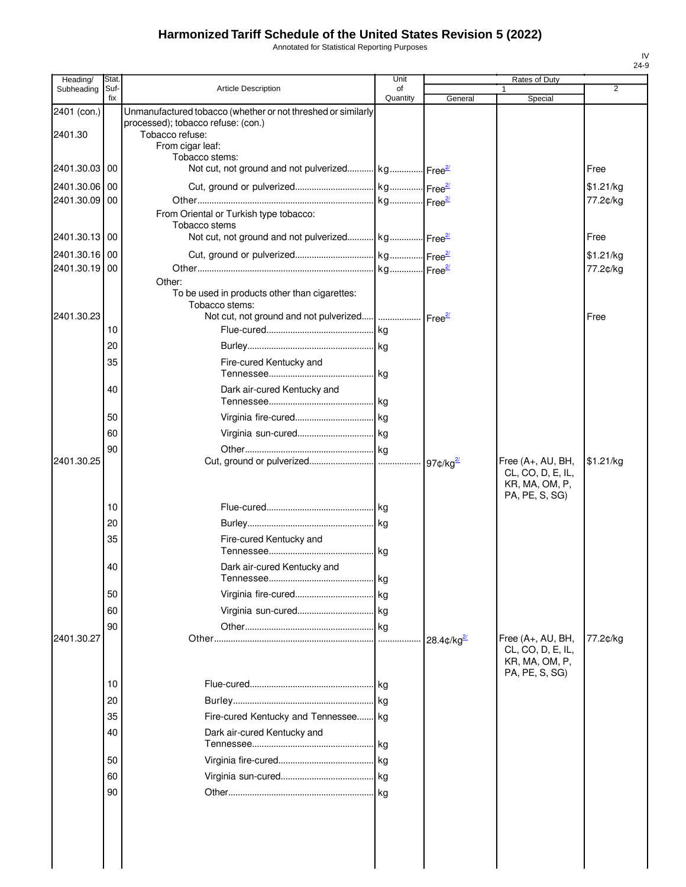# Harmonized Tariff Schedule of the United States Revision 5 (2022)

Annotated for Statistical Reporting Purposes

IV
24-9

| Heading/ Subheading | Stat. Suf- fix | Article Description | Unit of Quantity | Rates of Duty 1 General | Special | 2 |
|---|---|---|---|---|---|---|
| 2401 (con.) | | Unmanufactured tobacco (whether or not threshed or similarly processed); tobacco refuse: (con.) | | | | |
| 2401.30 | | Tobacco refuse: | | | | |
| | | From cigar leaf: | | | | |
| | | Tobacco stems: | | | | |
| 2401.30.03 | 00 | Not cut, not ground and not pulverized | kg | Free[2/] | | Free |
| 2401.30.06 | 00 | Cut, ground or pulverized | kg | Free[2/] | | $1.21/kg |
| 2401.30.09 | 00 | Other | kg | Free[2/] | | 77.2¢/kg |
| | | From Oriental or Turkish type tobacco: | | | | |
| | | Tobacco stems | | | | |
| 2401.30.13 | 00 | Not cut, not ground and not pulverized | kg | Free[2/] | | Free |
| 2401.30.16 | 00 | Cut, ground or pulverized | kg | Free[2/] | | $1.21/kg |
| 2401.30.19 | 00 | Other | kg | Free[2/] | | 77.2¢/kg |
| | | Other: | | | | |
| | | To be used in products other than cigarettes: | | | | |
| | | Tobacco stems: | | | | |
| 2401.30.23 | | Not cut, not ground and not pulverized | | Free[2/] | | Free |
| | 10 | Flue-cured | kg | | | |
| | 20 | Burley | kg | | | |
| | 35 | Fire-cured Kentucky and Tennessee | kg | | | |
| | 40 | Dark air-cured Kentucky and Tennessee | kg | | | |
| | 50 | Virginia fire-cured | kg | | | |
| | 60 | Virginia sun-cured | kg | | | |
| | 90 | Other | kg | | | |
| 2401.30.25 | | Cut, ground or pulverized | | 97¢/kg[2/] | Free (A+, AU, BH, CL, CO, D, E, IL, KR, MA, OM, P, PA, PE, S, SG) | $1.21/kg |
| | 10 | Flue-cured | kg | | | |
| | 20 | Burley | kg | | | |
| | 35 | Fire-cured Kentucky and Tennessee | kg | | | |
| | 40 | Dark air-cured Kentucky and Tennessee | kg | | | |
| | 50 | Virginia fire-cured | kg | | | |
| | 60 | Virginia sun-cured | kg | | | |
| | 90 | Other | kg | | | |
| 2401.30.27 | | Other | | 28.4¢/kg[2/] | Free (A+, AU, BH, CL, CO, D, E, IL, KR, MA, OM, P, PA, PE, S, SG) | 77.2¢/kg |
| | 10 | Flue-cured | kg | | | |
| | 20 | Burley | kg | | | |
| | 35 | Fire-cured Kentucky and Tennessee | kg | | | |
| | 40 | Dark air-cured Kentucky and Tennessee | kg | | | |
| | 50 | Virginia fire-cured | kg | | | |
| | 60 | Virginia sun-cured | kg | | | |
| | 90 | Other | kg | | | |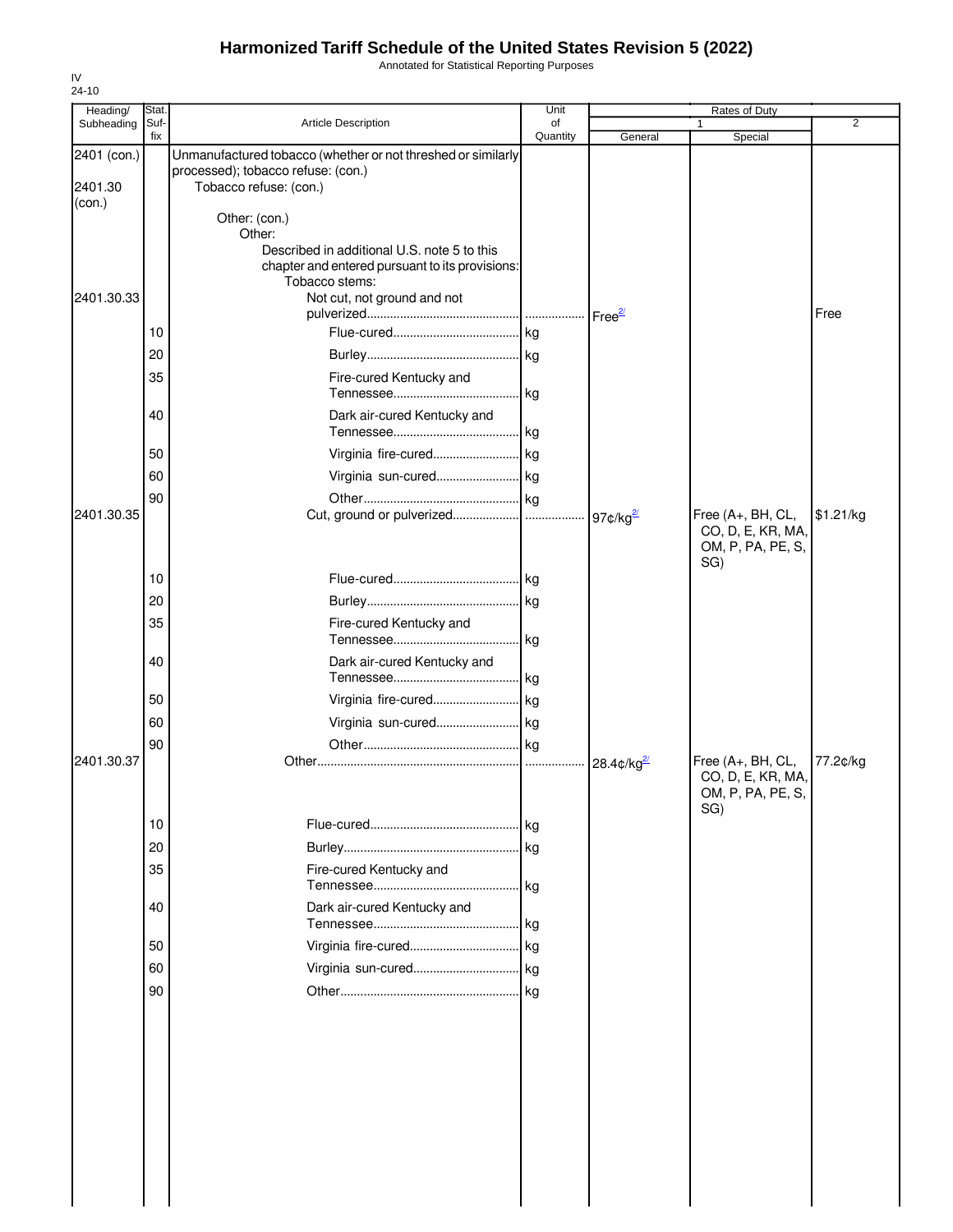# Harmonized Tariff Schedule of the United States Revision 5 (2022)

Annotated for Statistical Reporting Purposes

IV
24-10

| Heading/ Subheading | Stat. Suf-fix | Article Description | Unit of Quantity | Rates of Duty 1 General | Special | 2 |
|---|---|---|---|---|---|---|
| 2401 (con.) | | Unmanufactured tobacco (whether or not threshed or similarly processed); tobacco refuse: (con.) | | | | |
| 2401.30 (con.) | | Tobacco refuse: (con.) | | | | |
| | | Other: (con.) | | | | |
| | | Other: | | | | |
| | | Described in additional U.S. note 5 to this chapter and entered pursuant to its provisions: | | | | |
| | | Tobacco stems: | | | | |
| 2401.30.33 | | Not cut, not ground and not pulverized | | Free[2/] | | Free |
| | 10 | Flue-cured | kg | | | |
| | 20 | Burley | kg | | | |
| | 35 | Fire-cured Kentucky and Tennessee | kg | | | |
| | 40 | Dark air-cured Kentucky and Tennessee | kg | | | |
| | 50 | Virginia fire-cured | kg | | | |
| | 60 | Virginia sun-cured | kg | | | |
| | 90 | Other | kg | | | |
| 2401.30.35 | | Cut, ground or pulverized | | 97¢/kg[2/] | Free (A+, BH, CL, CO, D, E, KR, MA, OM, P, PA, PE, S, SG) | $1.21/kg |
| | 10 | Flue-cured | kg | | | |
| | 20 | Burley | kg | | | |
| | 35 | Fire-cured Kentucky and Tennessee | kg | | | |
| | 40 | Dark air-cured Kentucky and Tennessee | kg | | | |
| | 50 | Virginia fire-cured | kg | | | |
| | 60 | Virginia sun-cured | kg | | | |
| | 90 | Other | kg | | | |
| 2401.30.37 | | Other | | 28.4¢/kg[2/] | Free (A+, BH, CL, CO, D, E, KR, MA, OM, P, PA, PE, S, SG) | 77.2¢/kg |
| | 10 | Flue-cured | kg | | | |
| | 20 | Burley | kg | | | |
| | 35 | Fire-cured Kentucky and Tennessee | kg | | | |
| | 40 | Dark air-cured Kentucky and Tennessee | kg | | | |
| | 50 | Virginia fire-cured | kg | | | |
| | 60 | Virginia sun-cured | kg | | | |
| | 90 | Other | kg | | | |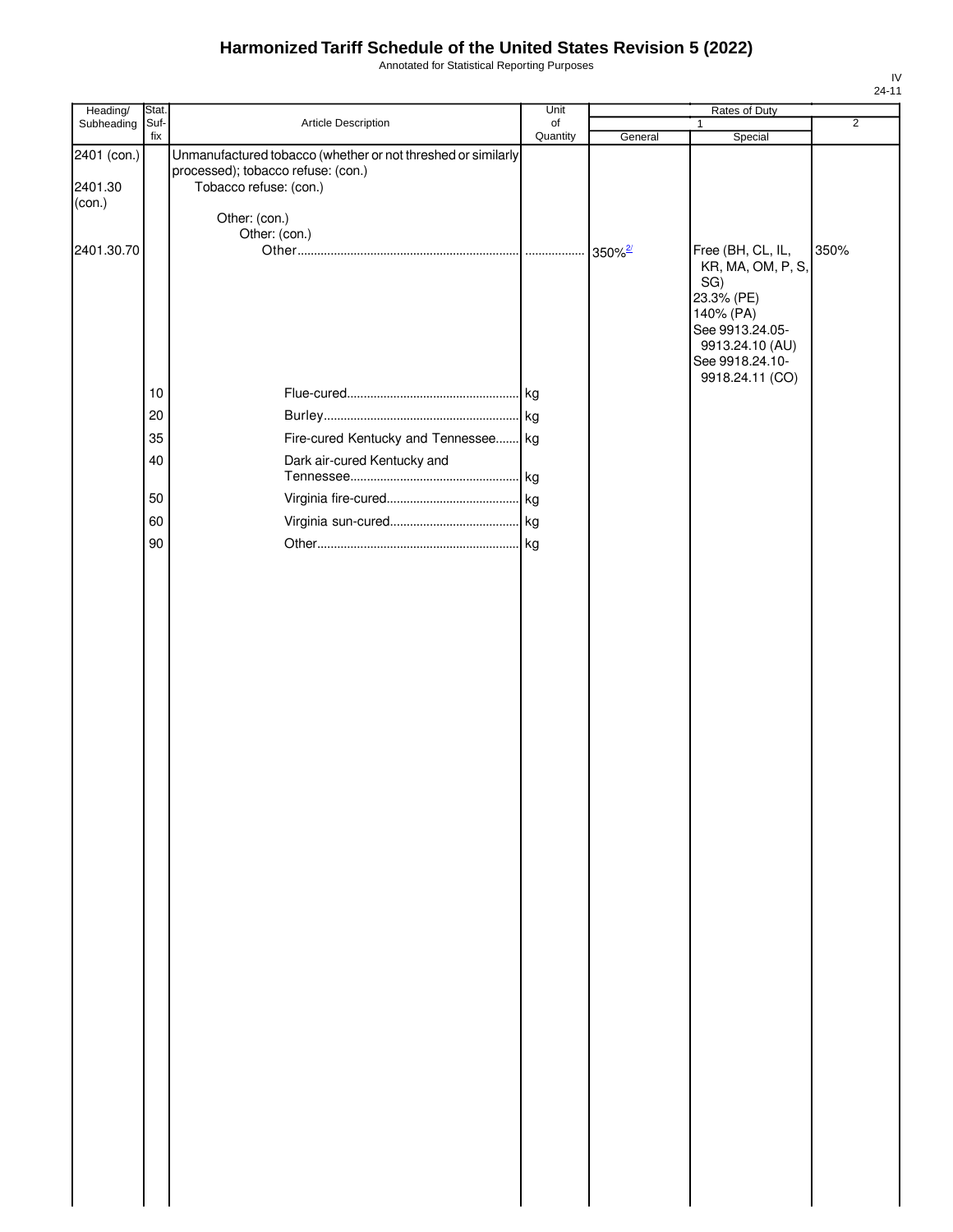# Harmonized Tariff Schedule of the United States Revision 5 (2022)

Annotated for Statistical Reporting Purposes

| Heading/ Subheading | Stat. Suf- fix | Article Description | Unit of Quantity | Rates of Duty 1 General | Rates of Duty 1 Special | Rates of Duty 2 |
|---|---|---|---|---|---|---|
| 2401 (con.) | | Unmanufactured tobacco (whether or not threshed or similarly processed); tobacco refuse: (con.) | | | | |
| 2401.30 (con.) | | Tobacco refuse: (con.) | | | | |
| | | Other: (con.) | | | | |
| | | Other: (con.) | | | | |
| 2401.30.70 | | Other | | 350%[2/] | Free (BH, CL, IL, KR, MA, OM, P, S, SG) 23.3% (PE) 140% (PA) See 9913.24.05-9913.24.10 (AU) See 9918.24.10-9918.24.11 (CO) | 350% |
| | 10 | Flue-cured | kg | | | |
| | 20 | Burley | kg | | | |
| | 35 | Fire-cured Kentucky and Tennessee | kg | | | |
| | 40 | Dark air-cured Kentucky and Tennessee | kg | | | |
| | 50 | Virginia fire-cured | kg | | | |
| | 60 | Virginia sun-cured | kg | | | |
| | 90 | Other | kg | | | |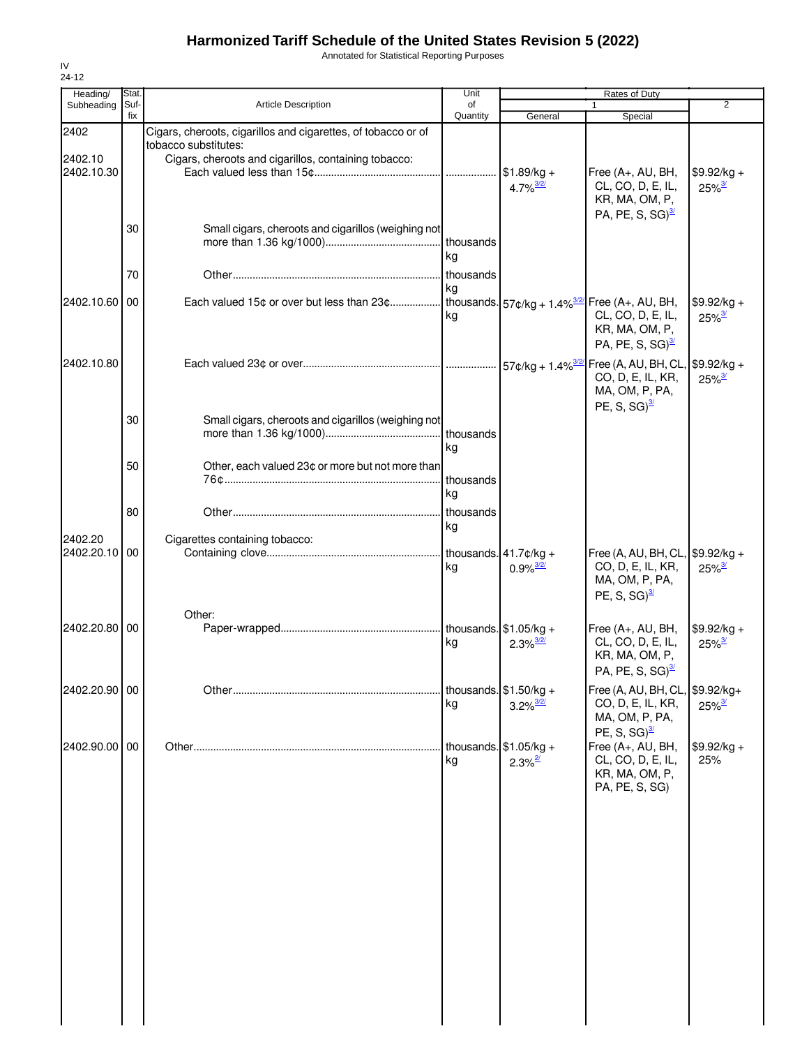# Harmonized Tariff Schedule of the United States Revision 5 (2022)

Annotated for Statistical Reporting Purposes

IV
24-12

| Heading/ Subheading | Stat. Suf- fix | Article Description | Unit of Quantity | Rates of Duty 1 General | Special | 2 |
|---|---|---|---|---|---|---|
| 2402 | | Cigars, cheroots, cigarillos and cigarettes, of tobacco or of tobacco substitutes: | | | | |
| 2402.10 | | Cigars, cheroots and cigarillos, containing tobacco: | | | | |
| 2402.10.30 | | Each valued less than 15¢ | ................. | $1.89/kg + 4.7%[3/2/] | Free (A+, AU, BH, CL, CO, D, E, IL, KR, MA, OM, P, PA, PE, S, SG)[3/] | $9.92/kg + 25%[3/] |
| | 30 | Small cigars, cheroots and cigarillos (weighing not more than 1.36 kg/1000) | thousands kg | | | |
| | 70 | Other | thousands kg | | | |
| 2402.10.60 | 00 | Each valued 15¢ or over but less than 23¢ | thousands kg | 57¢/kg + 1.4%[3/2/] | Free (A+, AU, BH, CL, CO, D, E, IL, KR, MA, OM, P, PA, PE, S, SG)[3/] | $9.92/kg + 25%[3/] |
| 2402.10.80 | | Each valued 23¢ or over | ................. | 57¢/kg + 1.4%[3/2/] | Free (A, AU, BH, CL, CO, D, E, IL, KR, MA, OM, P, PA, PE, S, SG)[3/] | $9.92/kg + 25%[3/] |
| | 30 | Small cigars, cheroots and cigarillos (weighing not more than 1.36 kg/1000) | thousands kg | | | |
| | 50 | Other, each valued 23¢ or more but not more than 76¢ | thousands kg | | | |
| | 80 | Other | thousands kg | | | |
| 2402.20 | | Cigarettes containing tobacco: | | | | |
| 2402.20.10 | 00 | Containing clove | thousands kg | 41.7¢/kg + 0.9%[3/2/] | Free (A, AU, BH, CL, CO, D, E, IL, KR, MA, OM, P, PA, PE, S, SG)[3/] | $9.92/kg + 25%[3/] |
| | | Other: | | | | |
| 2402.20.80 | 00 | Paper-wrapped | thousands kg | $1.05/kg + 2.3%[3/2/] | Free (A+, AU, BH, CL, CO, D, E, IL, KR, MA, OM, P, PA, PE, S, SG)[3/] | $9.92/kg + 25%[3/] |
| 2402.20.90 | 00 | Other | thousands kg | $1.50/kg + 3.2%[3/2/] | Free (A, AU, BH, CL, CO, D, E, IL, KR, MA, OM, P, PA, PE, S, SG)[3/] | $9.92/kg+ 25%[3/] |
| 2402.90.00 | 00 | Other | thousands kg | $1.05/kg + 2.3%[2/] | Free (A+, AU, BH, CL, CO, D, E, IL, KR, MA, OM, P, PA, PE, S, SG) | $9.92/kg + 25% |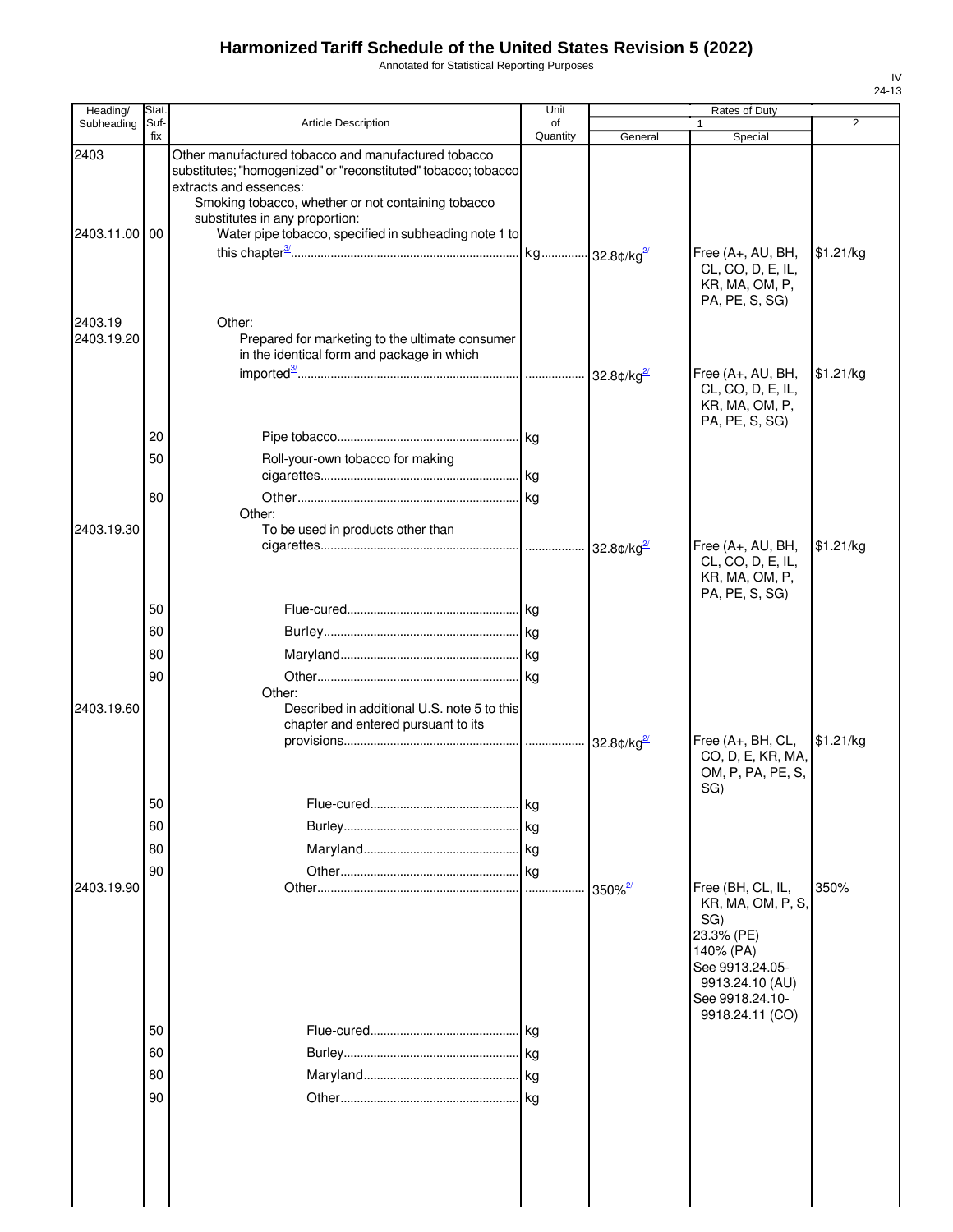# Harmonized Tariff Schedule of the United States Revision 5 (2022)

Annotated for Statistical Reporting Purposes

| Heading/ Subheading | Stat. Suf- fix | Article Description | Unit of Quantity | Rates of Duty 1 General | Special | 2 |
|---|---|---|---|---|---|---|
| 2403 | | Other manufactured tobacco and manufactured tobacco substitutes; "homogenized" or "reconstituted" tobacco; tobacco extracts and essences: | | | | |
| | | Smoking tobacco, whether or not containing tobacco substitutes in any proportion: | | | | |
| 2403.11.00 | 00 | Water pipe tobacco, specified in subheading note 1 to this chapter[3/] | kg | 32.8¢/kg[2/] | Free (A+, AU, BH, CL, CO, D, E, IL, KR, MA, OM, P, PA, PE, S, SG) | $1.21/kg |
| 2403.19 | | Other: | | | | |
| 2403.19.20 | | Prepared for marketing to the ultimate consumer in the identical form and package in which imported[3/] | | 32.8¢/kg[2/] | Free (A+, AU, BH, CL, CO, D, E, IL, KR, MA, OM, P, PA, PE, S, SG) | $1.21/kg |
| | 20 | Pipe tobacco | kg | | | |
| | 50 | Roll-your-own tobacco for making cigarettes | kg | | | |
| | 80 | Other | kg | | | |
| | | Other: | | | | |
| 2403.19.30 | | To be used in products other than cigarettes | | 32.8¢/kg[2/] | Free (A+, AU, BH, CL, CO, D, E, IL, KR, MA, OM, P, PA, PE, S, SG) | $1.21/kg |
| | 50 | Flue-cured | kg | | | |
| | 60 | Burley | kg | | | |
| | 80 | Maryland | kg | | | |
| | 90 | Other | kg | | | |
| | | Other: | | | | |
| 2403.19.60 | | Described in additional U.S. note 5 to this chapter and entered pursuant to its provisions | | 32.8¢/kg[2/] | Free (A+, BH, CL, CO, D, E, KR, MA, OM, P, PA, PE, S, SG) | $1.21/kg |
| | 50 | Flue-cured | kg | | | |
| | 60 | Burley | kg | | | |
| | 80 | Maryland | kg | | | |
| | 90 | Other | kg | | | |
| 2403.19.90 | | Other | | 350%[2/] | Free (BH, CL, IL, KR, MA, OM, P, S, SG) 23.3% (PE) 140% (PA) See 9913.24.05-9913.24.10 (AU) See 9918.24.10-9918.24.11 (CO) | 350% |
| | 50 | Flue-cured | kg | | | |
| | 60 | Burley | kg | | | |
| | 80 | Maryland | kg | | | |
| | 90 | Other | kg | | | |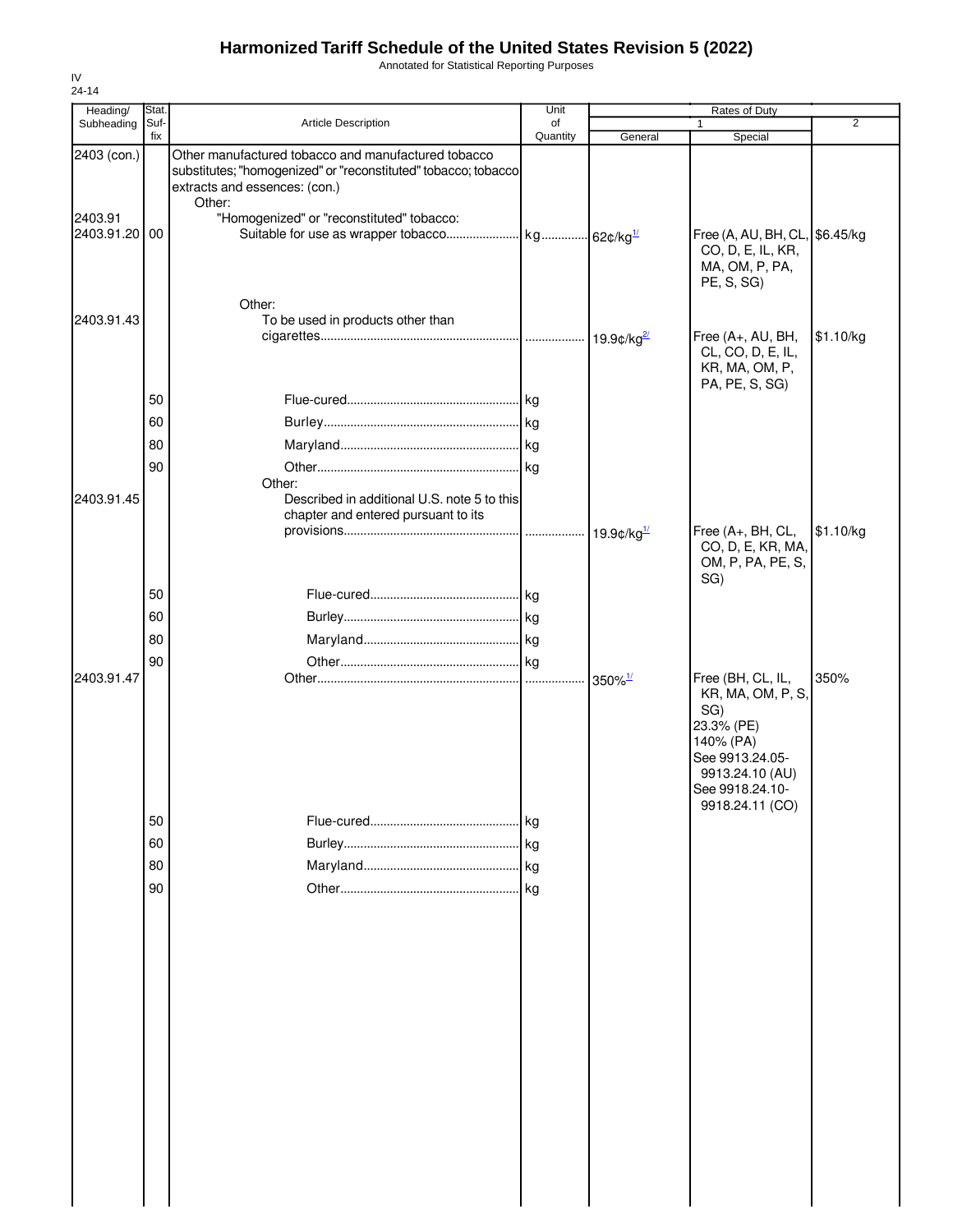# Harmonized Tariff Schedule of the United States Revision 5 (2022)

Annotated for Statistical Reporting Purposes

IV
24-14

| Heading/ Subheading | Stat. Suf- fix | Article Description | Unit of Quantity | Rates of Duty 1 General | 1 Special | 2 |
|---|---|---|---|---|---|---|
| 2403 (con.) | | Other manufactured tobacco and manufactured tobacco substitutes; "homogenized" or "reconstituted" tobacco; tobacco extracts and essences: (con.) | | | | |
| | | Other: | | | | |
| 2403.91 | | "Homogenized" or "reconstituted" tobacco: | | | | |
| 2403.91.20 | 00 | Suitable for use as wrapper tobacco | kg | 62¢/kg[1/] | Free (A, AU, BH, CL, CO, D, E, IL, KR, MA, OM, P, PA, PE, S, SG) | $6.45/kg |
| | | Other: | | | | |
| 2403.91.43 | | To be used in products other than cigarettes | | 19.9¢/kg[2/] | Free (A+, AU, BH, CL, CO, D, E, IL, KR, MA, OM, P, PA, PE, S, SG) | $1.10/kg |
| | 50 | Flue-cured | kg | | | |
| | 60 | Burley | kg | | | |
| | 80 | Maryland | kg | | | |
| | 90 | Other | kg | | | |
| | | Other: | | | | |
| 2403.91.45 | | Described in additional U.S. note 5 to this chapter and entered pursuant to its provisions | | 19.9¢/kg[1/] | Free (A+, BH, CL, CO, D, E, KR, MA, OM, P, PA, PE, S, SG) | $1.10/kg |
| | 50 | Flue-cured | kg | | | |
| | 60 | Burley | kg | | | |
| | 80 | Maryland | kg | | | |
| | 90 | Other | kg | | | |
| 2403.91.47 | | Other | | 350%[1/] | Free (BH, CL, IL, KR, MA, OM, P, S, SG) 23.3% (PE) 140% (PA) See 9913.24.05-9913.24.10 (AU) See 9918.24.10-9918.24.11 (CO) | 350% |
| | 50 | Flue-cured | kg | | | |
| | 60 | Burley | kg | | | |
| | 80 | Maryland | kg | | | |
| | 90 | Other | kg | | | |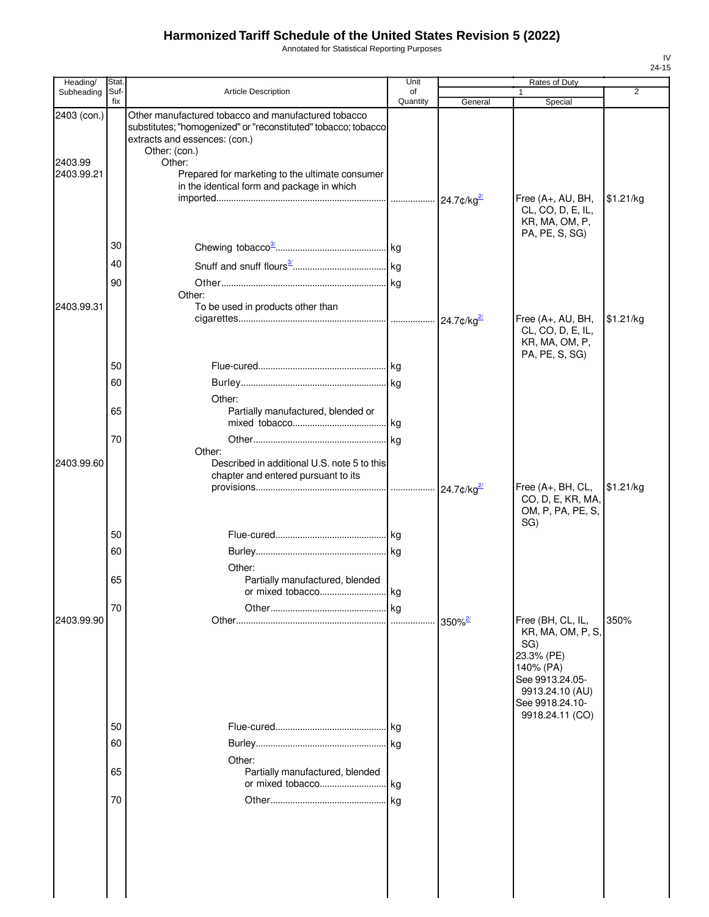# Harmonized Tariff Schedule of the United States Revision 5 (2022)

Annotated for Statistical Reporting Purposes

IV
24-15

| Heading/ Subheading | Stat. Suf-fix | Article Description | Unit of Quantity | Rates of Duty 1 General | Rates of Duty 1 Special | Rates of Duty 2 |
|---|---|---|---|---|---|---|
| 2403 (con.) | | Other manufactured tobacco and manufactured tobacco substitutes; "homogenized" or "reconstituted" tobacco; tobacco extracts and essences: (con.) | | | | |
| | | Other: (con.) | | | | |
| 2403.99 | | Other: | | | | |
| 2403.99.21 | | Prepared for marketing to the ultimate consumer in the identical form and package in which imported | | 24.7¢/kg[2/] | Free (A+, AU, BH, CL, CO, D, E, IL, KR, MA, OM, P, PA, PE, S, SG) | $1.21/kg |
| | 30 | Chewing tobacco[3/] | kg | | | |
| | 40 | Snuff and snuff flours[3/] | kg | | | |
| | 90 | Other | kg | | | |
| | | Other: | | | | |
| 2403.99.31 | | To be used in products other than cigarettes | | 24.7¢/kg[2/] | Free (A+, AU, BH, CL, CO, D, E, IL, KR, MA, OM, P, PA, PE, S, SG) | $1.21/kg |
| | 50 | Flue-cured | kg | | | |
| | 60 | Burley | kg | | | |
| | | Other: | | | | |
| | 65 | Partially manufactured, blended or mixed tobacco | kg | | | |
| | 70 | Other | kg | | | |
| | | Other: | | | | |
| 2403.99.60 | | Described in additional U.S. note 5 to this chapter and entered pursuant to its provisions | | 24.7¢/kg[2/] | Free (A+, BH, CL, CO, D, E, KR, MA, OM, P, PA, PE, S, SG) | $1.21/kg |
| | 50 | Flue-cured | kg | | | |
| | 60 | Burley | kg | | | |
| | | Other: | | | | |
| | 65 | Partially manufactured, blended or mixed tobacco | kg | | | |
| | 70 | Other | kg | | | |
| 2403.99.90 | | Other | | 350%[2/] | Free (BH, CL, IL, KR, MA, OM, P, S, SG) 23.3% (PE) 140% (PA) See 9913.24.05-9913.24.10 (AU) See 9918.24.10-9918.24.11 (CO) | 350% |
| | 50 | Flue-cured | kg | | | |
| | 60 | Burley | kg | | | |
| | | Other: | | | | |
| | 65 | Partially manufactured, blended or mixed tobacco | kg | | | |
| | 70 | Other | kg | | | |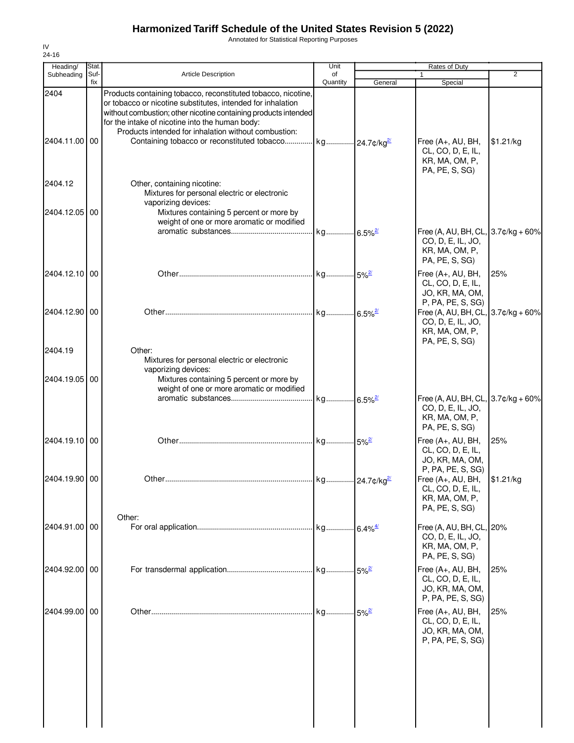# Harmonized Tariff Schedule of the United States Revision 5 (2022)

Annotated for Statistical Reporting Purposes

IV
24-16

| Heading/ Subheading | Stat. Suf-fix | Article Description | Unit of Quantity | Rates of Duty 1 General | Special | 2 |
|---|---|---|---|---|---|---|
| 2404 | | Products containing tobacco, reconstituted tobacco, nicotine, or tobacco or nicotine substitutes, intended for inhalation without combustion; other nicotine containing products intended for the intake of nicotine into the human body: | | | | |
| | | Products intended for inhalation without combustion: | | | | |
| 2404.11.00 | 00 | Containing tobacco or reconstituted tobacco | kg | 24.7¢/kg[2/] | Free (A+, AU, BH, CL, CO, D, E, IL, KR, MA, OM, P, PA, PE, S, SG) | $1.21/kg |
| 2404.12 | | Other, containing nicotine: | | | | |
| | | Mixtures for personal electric or electronic vaporizing devices: | | | | |
| 2404.12.05 | 00 | Mixtures containing 5 percent or more by weight of one or more aromatic or modified aromatic substances | kg | 6.5%[2/] | Free (A, AU, BH, CL, CO, D, E, IL, JO, KR, MA, OM, P, PA, PE, S, SG) | 3.7¢/kg + 60% |
| 2404.12.10 | 00 | Other | kg | 5%[2/] | Free (A+, AU, BH, CL, CO, D, E, IL, JO, KR, MA, OM, P, PA, PE, S, SG) | 25% |
| 2404.12.90 | 00 | Other | kg | 6.5%[2/] | Free (A, AU, BH, CL, CO, D, E, IL, JO, KR, MA, OM, P, PA, PE, S, SG) | 3.7¢/kg + 60% |
| 2404.19 | | Other: | | | | |
| | | Mixtures for personal electric or electronic vaporizing devices: | | | | |
| 2404.19.05 | 00 | Mixtures containing 5 percent or more by weight of one or more aromatic or modified aromatic substances | kg | 6.5%[2/] | Free (A, AU, BH, CL, CO, D, E, IL, JO, KR, MA, OM, P, PA, PE, S, SG) | 3.7¢/kg + 60% |
| 2404.19.10 | 00 | Other | kg | 5%[2/] | Free (A+, AU, BH, CL, CO, D, E, IL, JO, KR, MA, OM, P, PA, PE, S, SG) | 25% |
| 2404.19.90 | 00 | Other | kg | 24.7¢/kg[2/] | Free (A+, AU, BH, CL, CO, D, E, IL, KR, MA, OM, P, PA, PE, S, SG) | $1.21/kg |
| | | Other: | | | | |
| 2404.91.00 | 00 | For oral application | kg | 6.4%[4/] | Free (A, AU, BH, CL, CO, D, E, IL, JO, KR, MA, OM, P, PA, PE, S, SG) | 20% |
| 2404.92.00 | 00 | For transdermal application | kg | 5%[2/] | Free (A+, AU, BH, CL, CO, D, E, IL, JO, KR, MA, OM, P, PA, PE, S, SG) | 25% |
| 2404.99.00 | 00 | Other | kg | 5%[2/] | Free (A+, AU, BH, CL, CO, D, E, IL, JO, KR, MA, OM, P, PA, PE, S, SG) | 25% |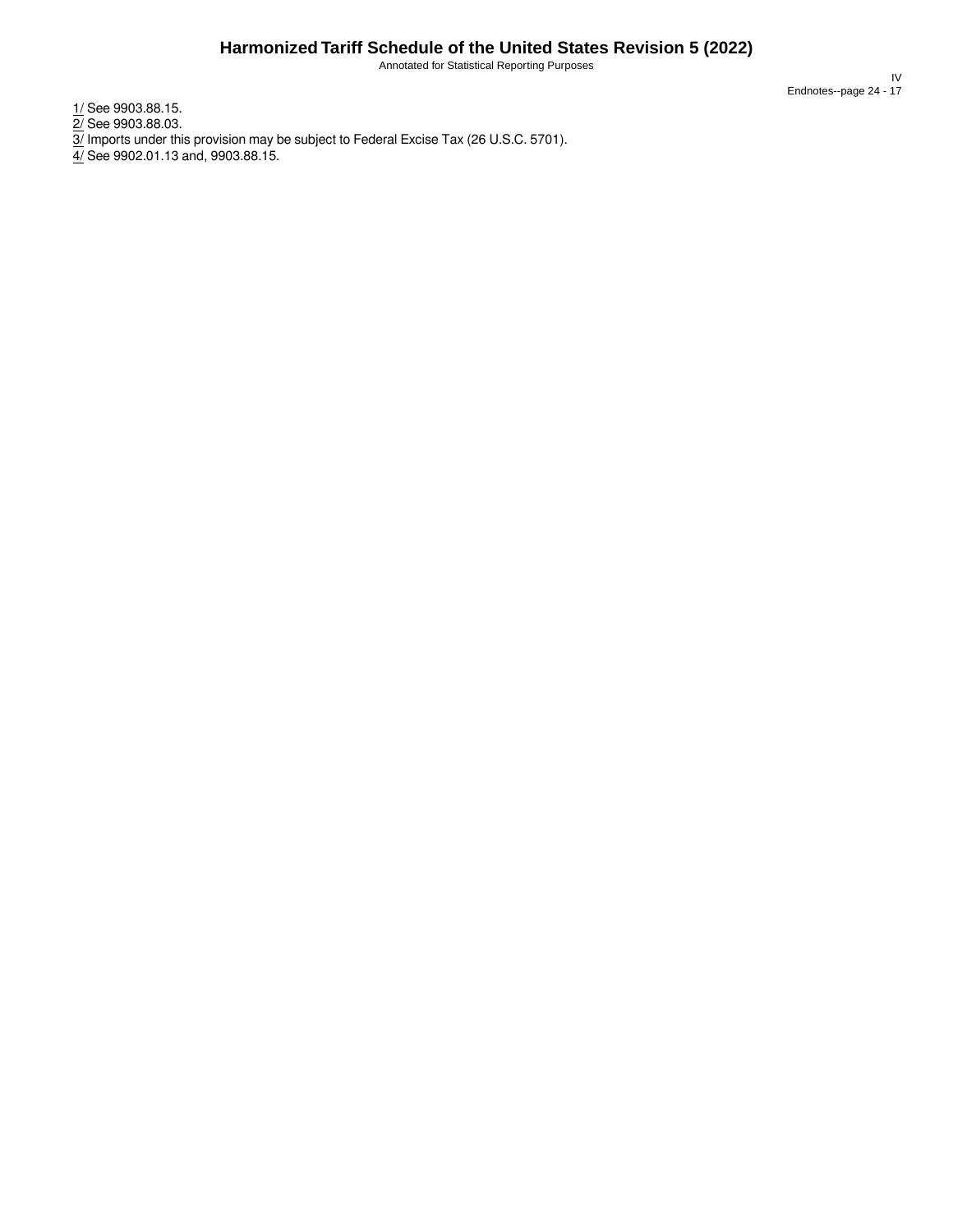1/ See 9903.88.15.
2/ See 9903.88.03.
3/ Imports under this provision may be subject to Federal Excise Tax (26 U.S.C. 5701).
4/ See 9902.01.13 and, 9903.88.15.